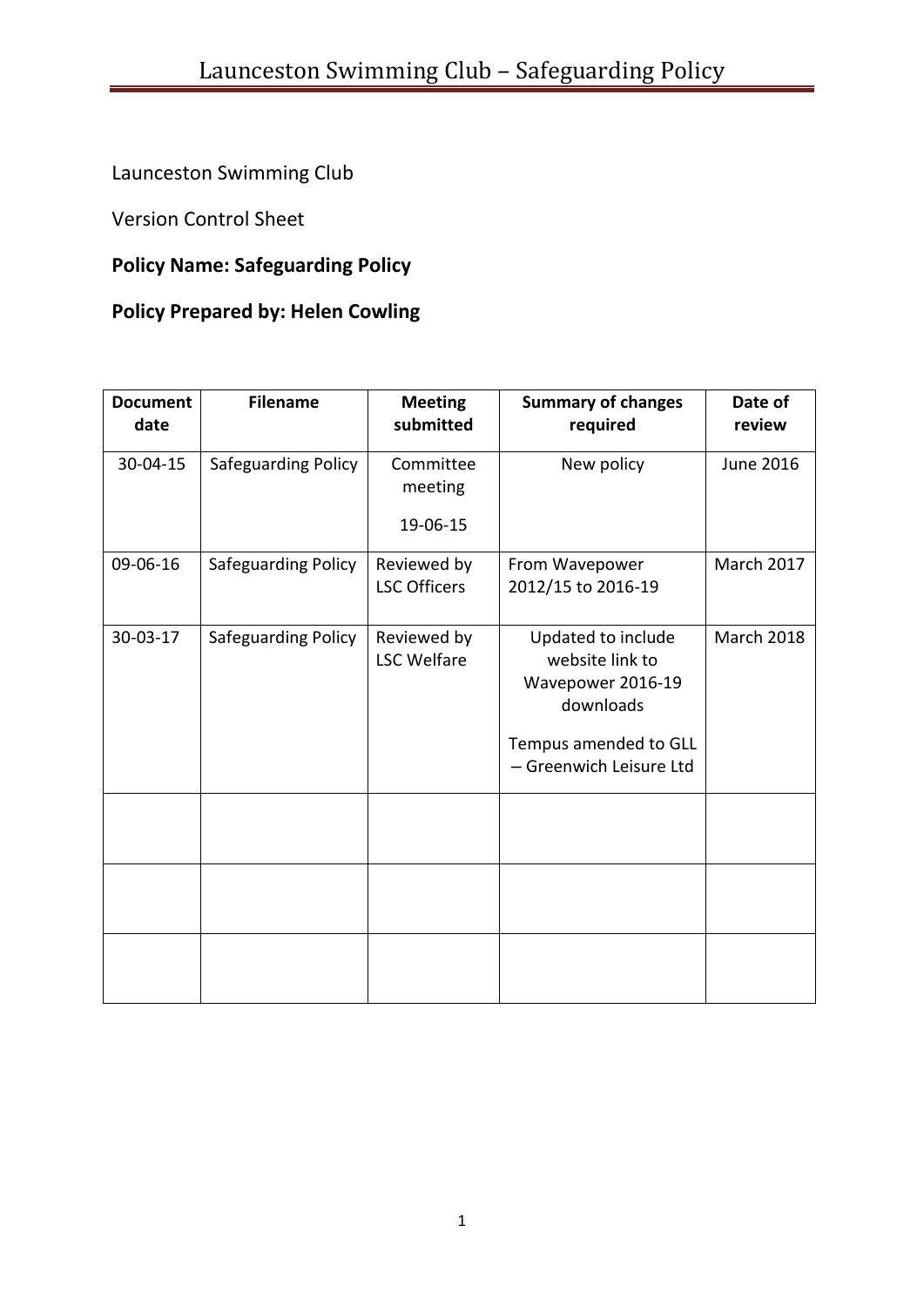Launceston Swimming Club

Version Control Sheet

**Policy Name: Safeguarding Policy**

**Policy Prepared by: Helen Cowling**

| Document date | Filename | Meeting submitted | Summary of changes required | Date of review |
|---|---|---|---|---|
| 30-04-15 | Safeguarding Policy | Committee meeting 19-06-15 | New policy | June 2016 |
| 09-06-16 | Safeguarding Policy | Reviewed by LSC Officers | From Wavepower 2012/15 to 2016-19 | March 2017 |
| 30-03-17 | Safeguarding Policy | Reviewed by LSC Welfare | Updated to include website link to Wavepower 2016-19 downloads<br><br>Tempus amended to GLL – Greenwich Leisure Ltd | March 2018 |
| | | | | |
| | | | | |
| | | | | |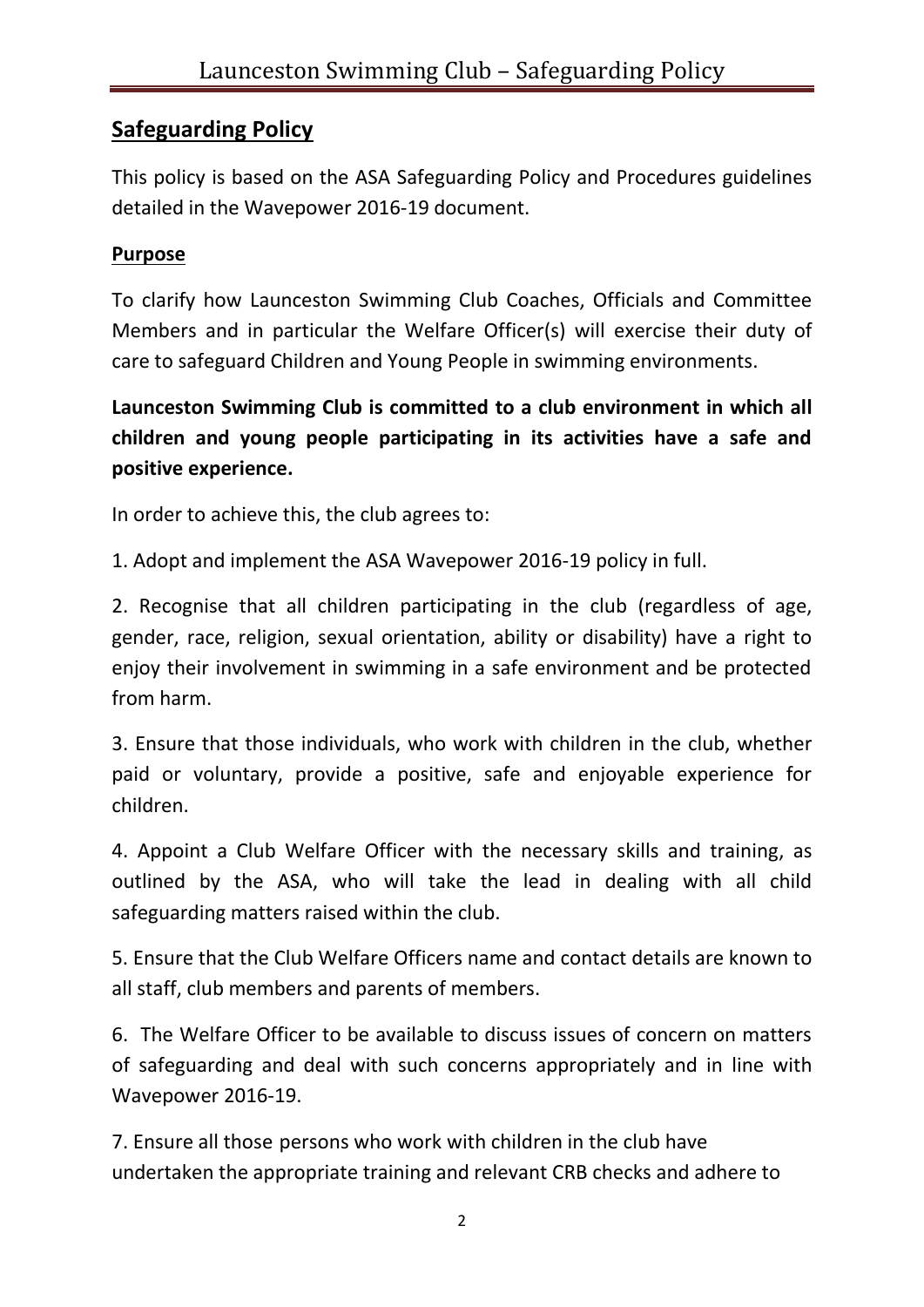## Safeguarding Policy

This policy is based on the ASA Safeguarding Policy and Procedures guidelines detailed in the Wavepower 2016-19 document.

### Purpose

To clarify how Launceston Swimming Club Coaches, Officials and Committee Members and in particular the Welfare Officer(s) will exercise their duty of care to safeguard Children and Young People in swimming environments.

**Launceston Swimming Club is committed to a club environment in which all children and young people participating in its activities have a safe and positive experience.**

In order to achieve this, the club agrees to:

1. Adopt and implement the ASA Wavepower 2016-19 policy in full.

2. Recognise that all children participating in the club (regardless of age, gender, race, religion, sexual orientation, ability or disability) have a right to enjoy their involvement in swimming in a safe environment and be protected from harm.

3. Ensure that those individuals, who work with children in the club, whether paid or voluntary, provide a positive, safe and enjoyable experience for children.

4. Appoint a Club Welfare Officer with the necessary skills and training, as outlined by the ASA, who will take the lead in dealing with all child safeguarding matters raised within the club.

5. Ensure that the Club Welfare Officers name and contact details are known to all staff, club members and parents of members.

6. The Welfare Officer to be available to discuss issues of concern on matters of safeguarding and deal with such concerns appropriately and in line with Wavepower 2016-19.

7. Ensure all those persons who work with children in the club have undertaken the appropriate training and relevant CRB checks and adhere to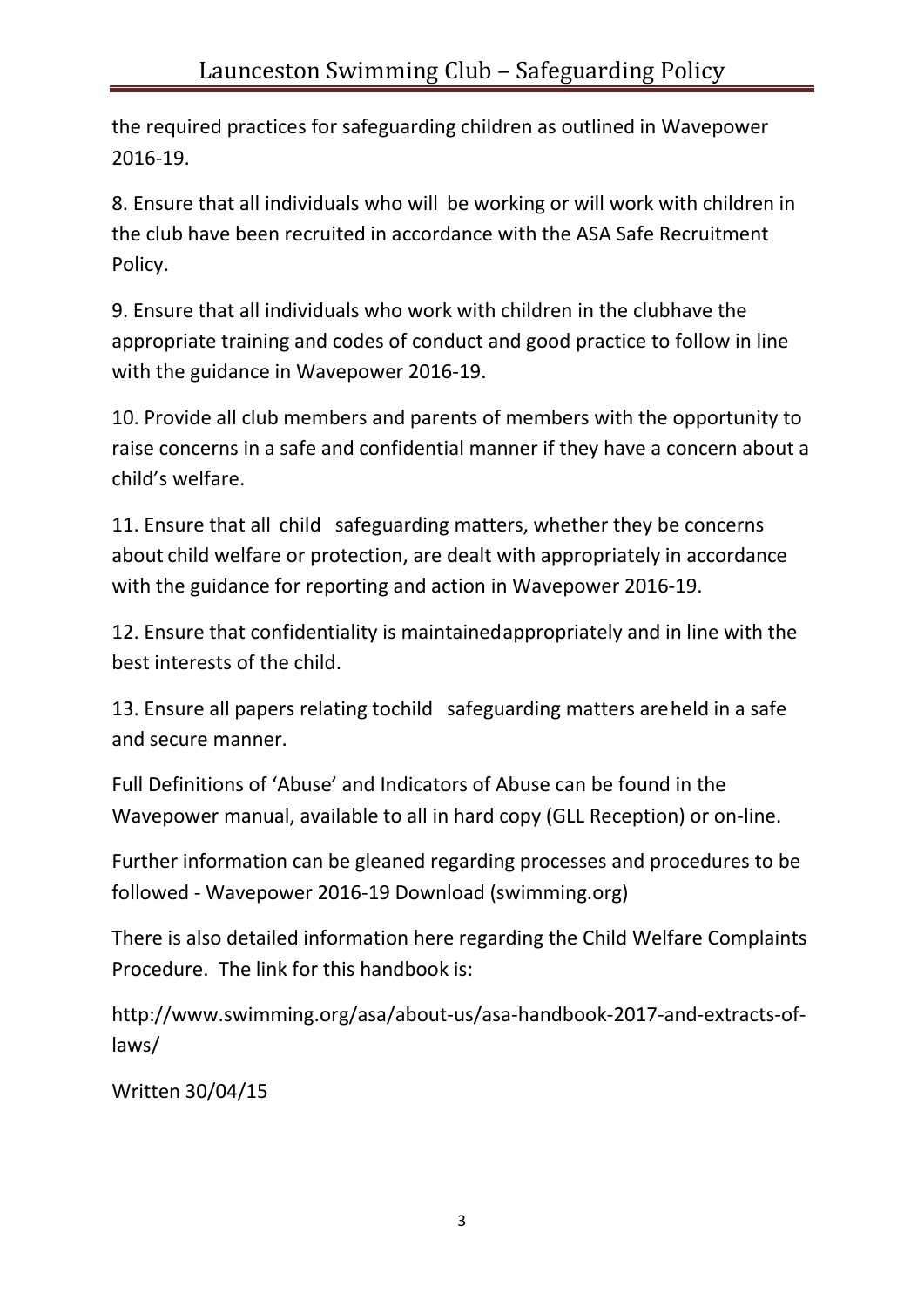the required practices for safeguarding children as outlined in Wavepower 2016-19.

8. Ensure that all individuals who will be working or will work with children in the club have been recruited in accordance with the ASA Safe Recruitment Policy.

9. Ensure that all individuals who work with children in the clubhave the appropriate training and codes of conduct and good practice to follow in line with the guidance in Wavepower 2016-19.

10. Provide all club members and parents of members with the opportunity to raise concerns in a safe and confidential manner if they have a concern about a child's welfare.

11. Ensure that all child safeguarding matters, whether they be concerns about child welfare or protection, are dealt with appropriately in accordance with the guidance for reporting and action in Wavepower 2016-19.

12. Ensure that confidentiality is maintainedappropriately and in line with the best interests of the child.

13. Ensure all papers relating tochild safeguarding matters areheld in a safe and secure manner.

Full Definitions of 'Abuse' and Indicators of Abuse can be found in the Wavepower manual, available to all in hard copy (GLL Reception) or on-line.

Further information can be gleaned regarding processes and procedures to be followed - Wavepower 2016-19 Download (swimming.org)

There is also detailed information here regarding the Child Welfare Complaints Procedure. The link for this handbook is:

http://www.swimming.org/asa/about-us/asa-handbook-2017-and-extracts-of-laws/

Written 30/04/15